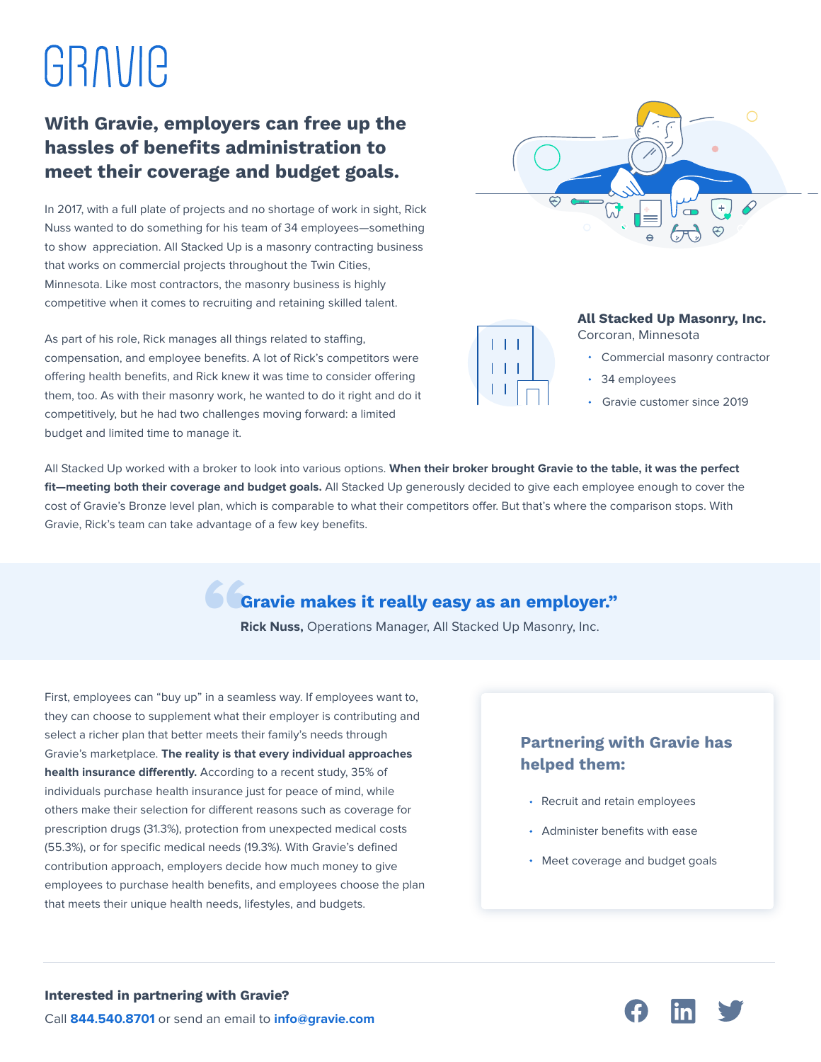# GRAVIE

## With Gravie, employers can free up the hassles of benefits administration to meet their coverage and budget goals.

In 2017, with a full plate of projects and no shortage of work in sight, Rick Nuss wanted to do something for his team of 34 employees—something to show appreciation. All Stacked Up is a masonry contracting business that works on commercial projects throughout the Twin Cities, Minnesota. Like most contractors, the masonry business is highly competitive when it comes to recruiting and retaining skilled talent.

As part of his role, Rick manages all things related to staffing, compensation, and employee benefits. A lot of Rick's competitors were offering health benefits, and Rick knew it was time to consider offering them, too. As with their masonry work, he wanted to do it right and do it competitively, but he had two challenges moving forward: a limited budget and limited time to manage it.

**All Stacked Up Masonry, Inc.**
Corcoran, Minnesota

- Commercial masonry contractor
- 34 employees
- Gravie customer since 2019

All Stacked Up worked with a broker to look into various options. **When their broker brought Gravie to the table, it was the perfect fit—meeting both their coverage and budget goals.** All Stacked Up generously decided to give each employee enough to cover the cost of Gravie's Bronze level plan, which is comparable to what their competitors offer. But that's where the comparison stops. With Gravie, Rick's team can take advantage of a few key benefits.

> **"Gravie makes it really easy as an employer."**
>
> **Rick Nuss,** Operations Manager, All Stacked Up Masonry, Inc.

First, employees can "buy up" in a seamless way. If employees want to, they can choose to supplement what their employer is contributing and select a richer plan that better meets their family's needs through Gravie's marketplace. **The reality is that every individual approaches health insurance differently.** According to a recent study, 35% of individuals purchase health insurance just for peace of mind, while others make their selection for different reasons such as coverage for prescription drugs (31.3%), protection from unexpected medical costs (55.3%), or for specific medical needs (19.3%). With Gravie's defined contribution approach, employers decide how much money to give employees to purchase health benefits, and employees choose the plan that meets their unique health needs, lifestyles, and budgets.

### Partnering with Gravie has helped them:

- Recruit and retain employees
- Administer benefits with ease
- Meet coverage and budget goals

**Interested in partnering with Gravie?**
Call **844.540.8701** or send an email to **info@gravie.com**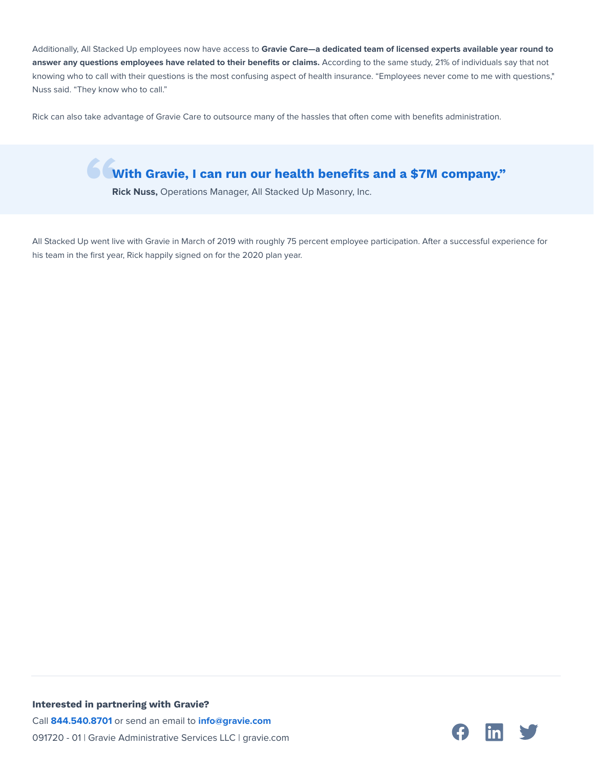Additionally, All Stacked Up employees now have access to **Gravie Care—a dedicated team of licensed experts available year round to answer any questions employees have related to their benefits or claims.** According to the same study, 21% of individuals say that not knowing who to call with their questions is the most confusing aspect of health insurance. "Employees never come to me with questions," Nuss said. "They know who to call."

Rick can also take advantage of Gravie Care to outsource many of the hassles that often come with benefits administration.

> **"With Gravie, I can run our health benefits and a $7M company."**
>
> **Rick Nuss,** Operations Manager, All Stacked Up Masonry, Inc.

All Stacked Up went live with Gravie in March of 2019 with roughly 75 percent employee participation. After a successful experience for his team in the first year, Rick happily signed on for the 2020 plan year.

---

**Interested in partnering with Gravie?**

Call **844.540.8701** or send an email to **info@gravie.com**

091720 - 01 | Gravie Administrative Services LLC | gravie.com